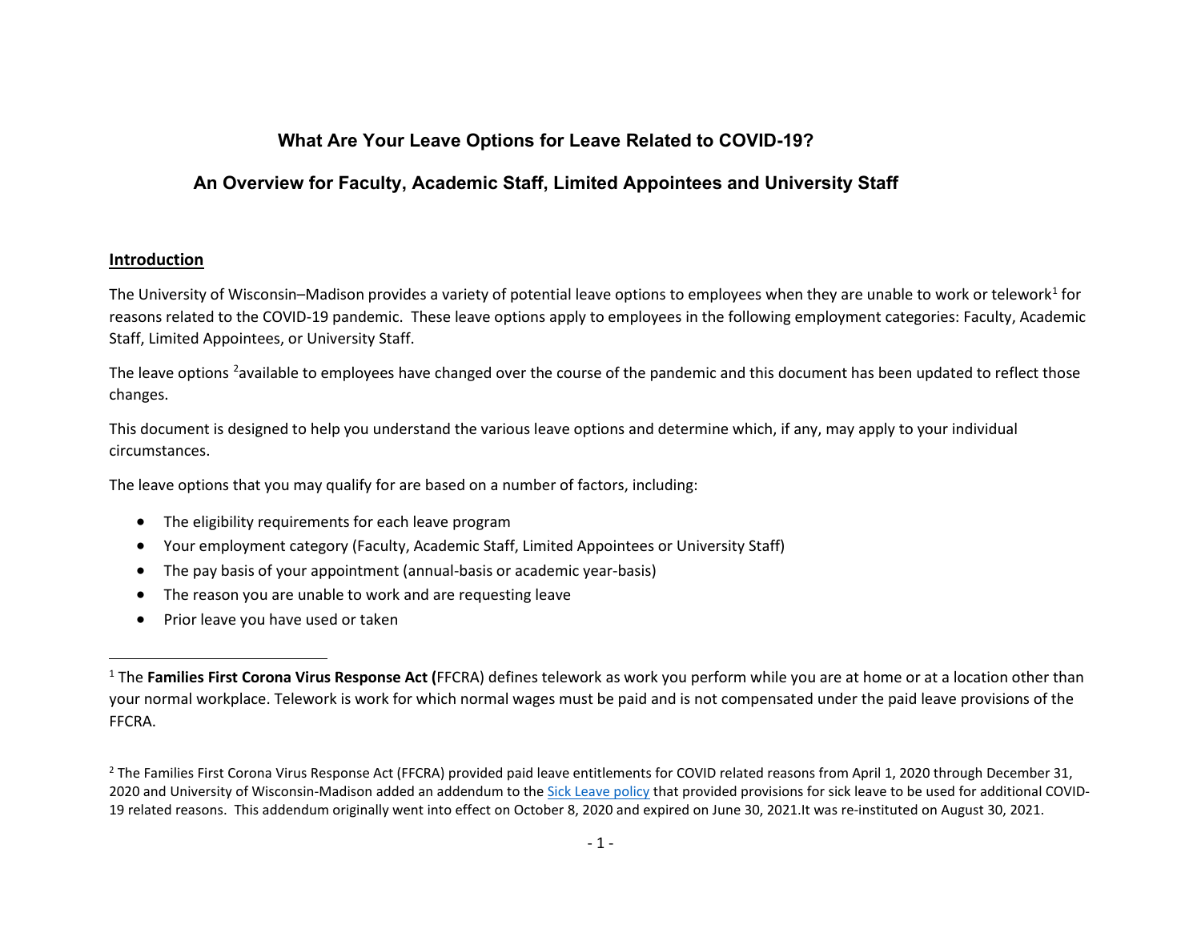# What Are Your Leave Options for Leave Related to COVID-19?

## An Overview for Faculty, Academic Staff, Limited Appointees and University Staff

### Introduction

The University of Wisconsin–Madison provides a variety of potential leave options to employees when they are unable to work or telework[1] for reasons related to the COVID-19 pandemic. These leave options apply to employees in the following employment categories: Faculty, Academic Staff, Limited Appointees, or University Staff.

The leave options [2]available to employees have changed over the course of the pandemic and this document has been updated to reflect those changes.

This document is designed to help you understand the various leave options and determine which, if any, may apply to your individual circumstances.

The leave options that you may qualify for are based on a number of factors, including:

- The eligibility requirements for each leave program
- Your employment category (Faculty, Academic Staff, Limited Appointees or University Staff)
- The pay basis of your appointment (annual-basis or academic year-basis)
- The reason you are unable to work and are requesting leave
- Prior leave you have used or taken

---

[1] The **Families First Corona Virus Response Act (**FFCRA) defines telework as work you perform while you are at home or at a location other than your normal workplace. Telework is work for which normal wages must be paid and is not compensated under the paid leave provisions of the FFCRA.

[2] The Families First Corona Virus Response Act (FFCRA) provided paid leave entitlements for COVID related reasons from April 1, 2020 through December 31, 2020 and University of Wisconsin-Madison added an addendum to the Sick Leave policy that provided provisions for sick leave to be used for additional COVID-19 related reasons. This addendum originally went into effect on October 8, 2020 and expired on June 30, 2021.It was re-instituted on August 30, 2021.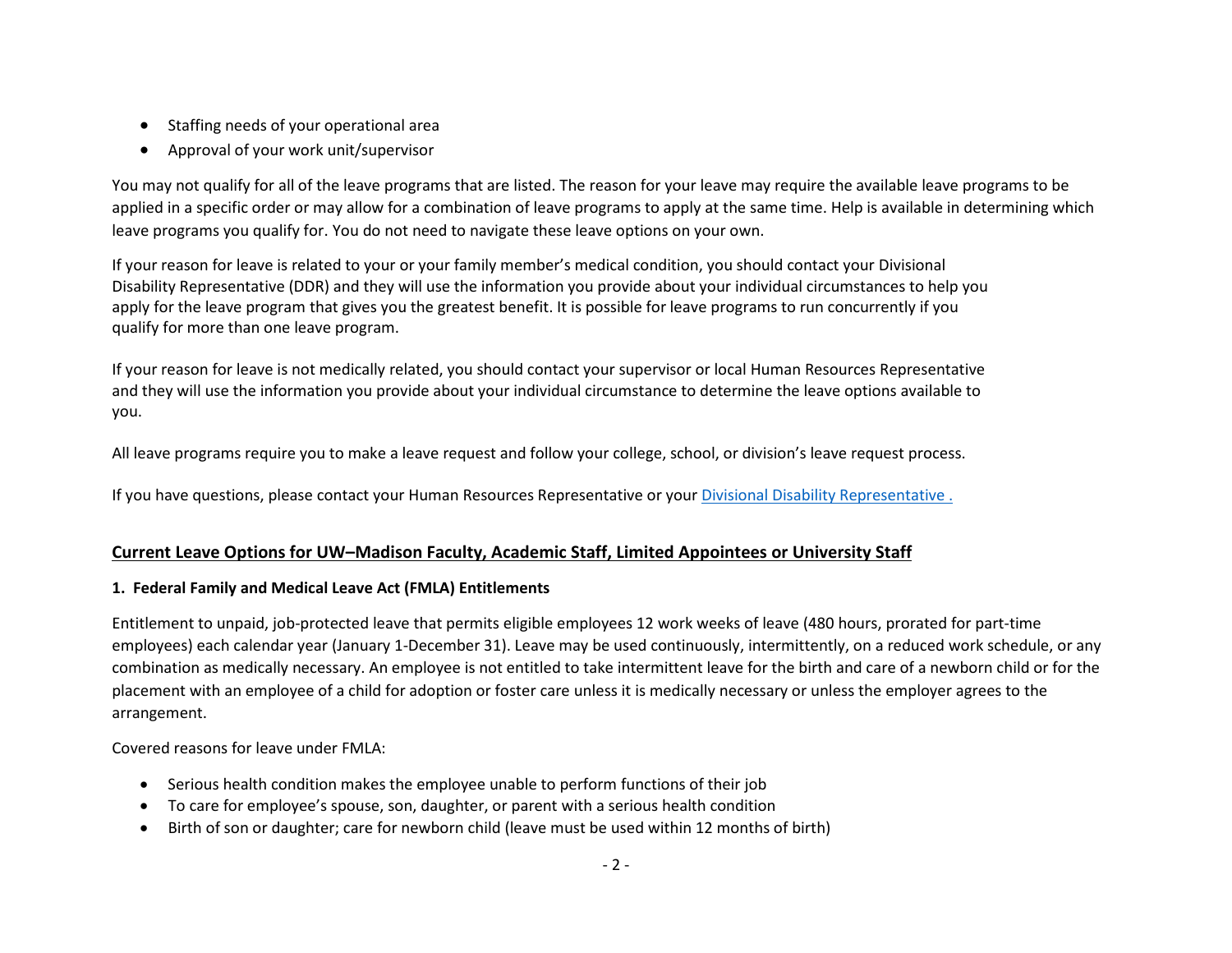- Staffing needs of your operational area
- Approval of your work unit/supervisor

You may not qualify for all of the leave programs that are listed. The reason for your leave may require the available leave programs to be applied in a specific order or may allow for a combination of leave programs to apply at the same time. Help is available in determining which leave programs you qualify for. You do not need to navigate these leave options on your own.

If your reason for leave is related to your or your family member's medical condition, you should contact your Divisional Disability Representative (DDR) and they will use the information you provide about your individual circumstances to help you apply for the leave program that gives you the greatest benefit. It is possible for leave programs to run concurrently if you qualify for more than one leave program.

If your reason for leave is not medically related, you should contact your supervisor or local Human Resources Representative and they will use the information you provide about your individual circumstance to determine the leave options available to you.

All leave programs require you to make a leave request and follow your college, school, or division's leave request process.

If you have questions, please contact your Human Resources Representative or your [Divisional Disability Representative .]

## Current Leave Options for UW–Madison Faculty, Academic Staff, Limited Appointees or University Staff

### 1. Federal Family and Medical Leave Act (FMLA) Entitlements

Entitlement to unpaid, job-protected leave that permits eligible employees 12 work weeks of leave (480 hours, prorated for part-time employees) each calendar year (January 1-December 31). Leave may be used continuously, intermittently, on a reduced work schedule, or any combination as medically necessary. An employee is not entitled to take intermittent leave for the birth and care of a newborn child or for the placement with an employee of a child for adoption or foster care unless it is medically necessary or unless the employer agrees to the arrangement.

Covered reasons for leave under FMLA:

- Serious health condition makes the employee unable to perform functions of their job
- To care for employee's spouse, son, daughter, or parent with a serious health condition
- Birth of son or daughter; care for newborn child (leave must be used within 12 months of birth)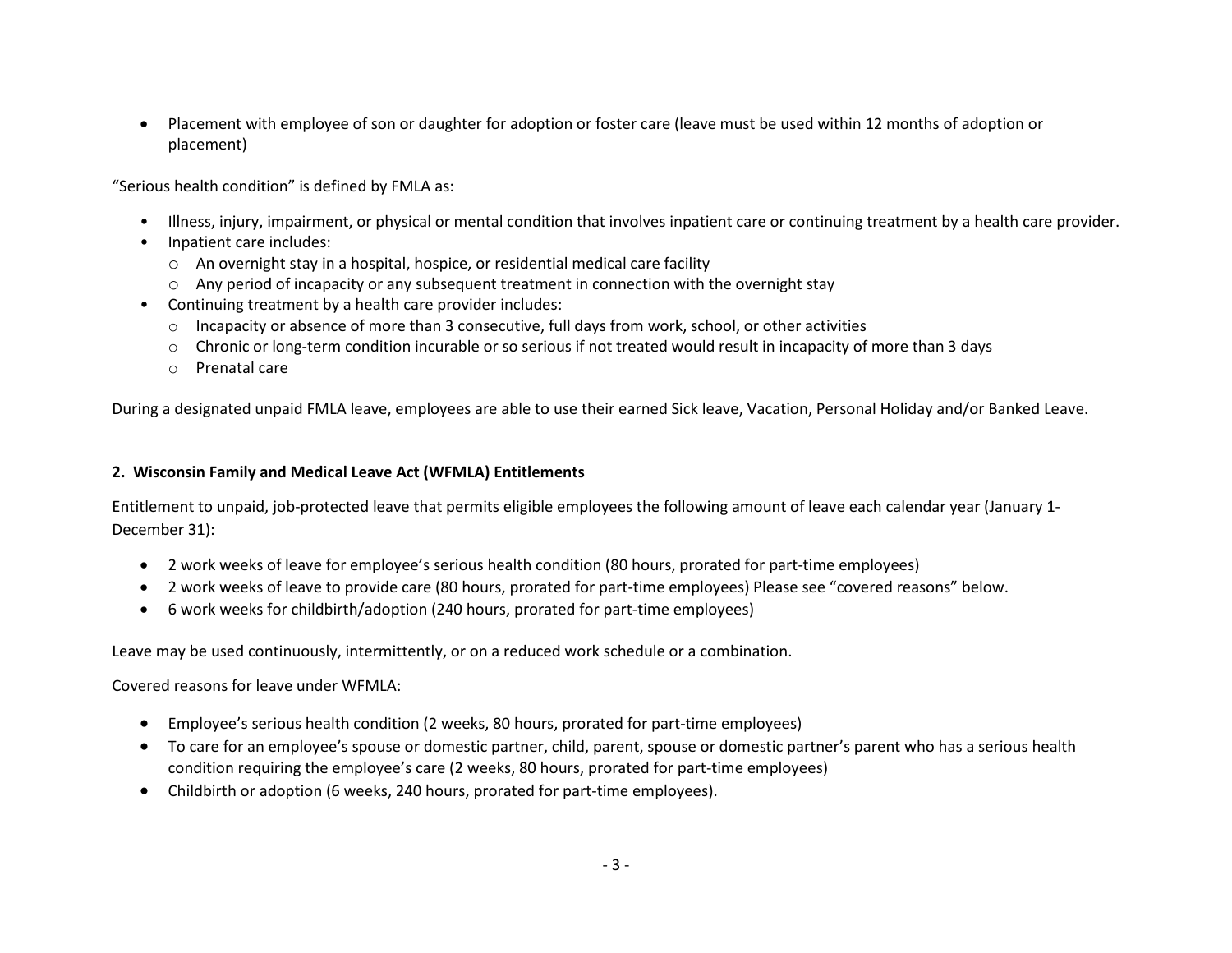- Placement with employee of son or daughter for adoption or foster care (leave must be used within 12 months of adoption or placement)

"Serious health condition" is defined by FMLA as:

- Illness, injury, impairment, or physical or mental condition that involves inpatient care or continuing treatment by a health care provider.
- Inpatient care includes:
  - An overnight stay in a hospital, hospice, or residential medical care facility
  - Any period of incapacity or any subsequent treatment in connection with the overnight stay
- Continuing treatment by a health care provider includes:
  - Incapacity or absence of more than 3 consecutive, full days from work, school, or other activities
  - Chronic or long-term condition incurable or so serious if not treated would result in incapacity of more than 3 days
  - Prenatal care

During a designated unpaid FMLA leave, employees are able to use their earned Sick leave, Vacation, Personal Holiday and/or Banked Leave.

### 2. Wisconsin Family and Medical Leave Act (WFMLA) Entitlements

Entitlement to unpaid, job-protected leave that permits eligible employees the following amount of leave each calendar year (January 1-December 31):

- 2 work weeks of leave for employee's serious health condition (80 hours, prorated for part-time employees)
- 2 work weeks of leave to provide care (80 hours, prorated for part-time employees) Please see "covered reasons" below.
- 6 work weeks for childbirth/adoption (240 hours, prorated for part-time employees)

Leave may be used continuously, intermittently, or on a reduced work schedule or a combination.

Covered reasons for leave under WFMLA:

- Employee's serious health condition (2 weeks, 80 hours, prorated for part-time employees)
- To care for an employee's spouse or domestic partner, child, parent, spouse or domestic partner's parent who has a serious health condition requiring the employee's care (2 weeks, 80 hours, prorated for part-time employees)
- Childbirth or adoption (6 weeks, 240 hours, prorated for part-time employees).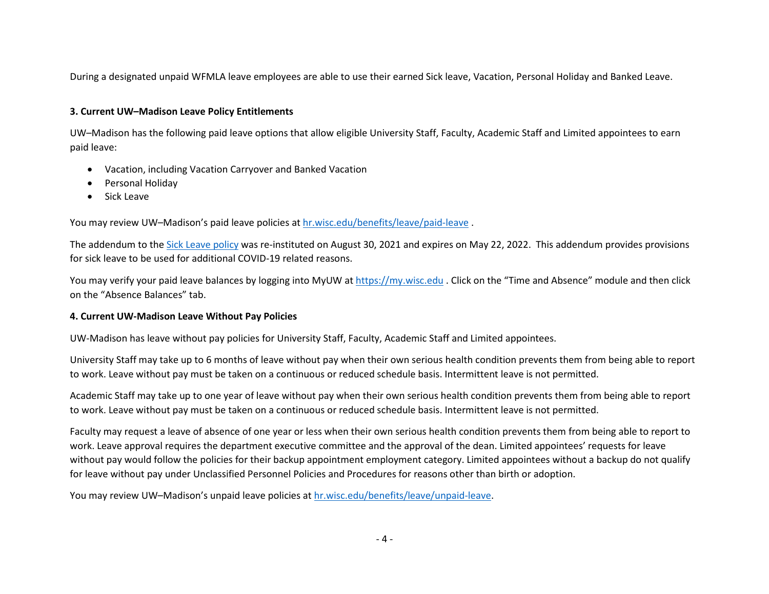During a designated unpaid WFMLA leave employees are able to use their earned Sick leave, Vacation, Personal Holiday and Banked Leave.

### 3. Current UW–Madison Leave Policy Entitlements

UW–Madison has the following paid leave options that allow eligible University Staff, Faculty, Academic Staff and Limited appointees to earn paid leave:

- Vacation, including Vacation Carryover and Banked Vacation
- Personal Holiday
- Sick Leave

You may review UW–Madison's paid leave policies at [hr.wisc.edu/benefits/leave/paid-leave](hr.wisc.edu/benefits/leave/paid-leave) .

The addendum to the [Sick Leave policy](#) was re-instituted on August 30, 2021 and expires on May 22, 2022. This addendum provides provisions for sick leave to be used for additional COVID-19 related reasons.

You may verify your paid leave balances by logging into MyUW at [https://my.wisc.edu](https://my.wisc.edu) . Click on the "Time and Absence" module and then click on the "Absence Balances" tab.

### 4. Current UW-Madison Leave Without Pay Policies

UW-Madison has leave without pay policies for University Staff, Faculty, Academic Staff and Limited appointees.

University Staff may take up to 6 months of leave without pay when their own serious health condition prevents them from being able to report to work. Leave without pay must be taken on a continuous or reduced schedule basis. Intermittent leave is not permitted.

Academic Staff may take up to one year of leave without pay when their own serious health condition prevents them from being able to report to work. Leave without pay must be taken on a continuous or reduced schedule basis. Intermittent leave is not permitted.

Faculty may request a leave of absence of one year or less when their own serious health condition prevents them from being able to report to work. Leave approval requires the department executive committee and the approval of the dean. Limited appointees' requests for leave without pay would follow the policies for their backup appointment employment category. Limited appointees without a backup do not qualify for leave without pay under Unclassified Personnel Policies and Procedures for reasons other than birth or adoption.

You may review UW–Madison's unpaid leave policies at [hr.wisc.edu/benefits/leave/unpaid-leave](hr.wisc.edu/benefits/leave/unpaid-leave).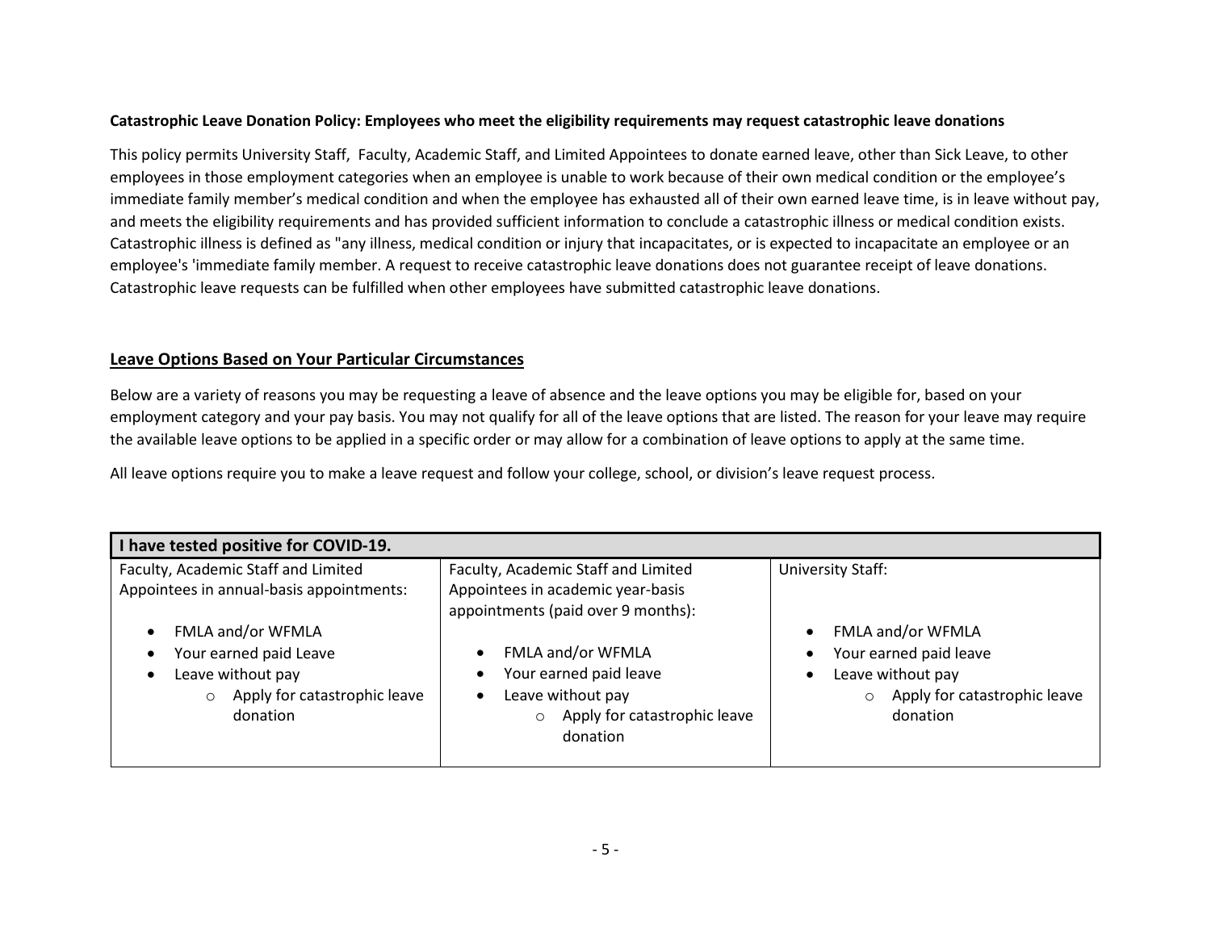**Catastrophic Leave Donation Policy: Employees who meet the eligibility requirements may request catastrophic leave donations**

This policy permits University Staff, Faculty, Academic Staff, and Limited Appointees to donate earned leave, other than Sick Leave, to other employees in those employment categories when an employee is unable to work because of their own medical condition or the employee's immediate family member's medical condition and when the employee has exhausted all of their own earned leave time, is in leave without pay, and meets the eligibility requirements and has provided sufficient information to conclude a catastrophic illness or medical condition exists. Catastrophic illness is defined as "any illness, medical condition or injury that incapacitates, or is expected to incapacitate an employee or an employee's 'immediate family member. A request to receive catastrophic leave donations does not guarantee receipt of leave donations. Catastrophic leave requests can be fulfilled when other employees have submitted catastrophic leave donations.

## Leave Options Based on Your Particular Circumstances

Below are a variety of reasons you may be requesting a leave of absence and the leave options you may be eligible for, based on your employment category and your pay basis. You may not qualify for all of the leave options that are listed. The reason for your leave may require the available leave options to be applied in a specific order or may allow for a combination of leave options to apply at the same time.

All leave options require you to make a leave request and follow your college, school, or division's leave request process.

| **I have tested positive for COVID-19.** | | |
|---|---|---|
| Faculty, Academic Staff and Limited Appointees in annual-basis appointments:<br><br>• FMLA and/or WFMLA<br>• Your earned paid Leave<br>• Leave without pay<br>&nbsp;&nbsp;&nbsp;&nbsp;○ Apply for catastrophic leave donation | Faculty, Academic Staff and Limited Appointees in academic year-basis appointments (paid over 9 months):<br><br>• FMLA and/or WFMLA<br>• Your earned paid leave<br>• Leave without pay<br>&nbsp;&nbsp;&nbsp;&nbsp;○ Apply for catastrophic leave donation | University Staff:<br><br>• FMLA and/or WFMLA<br>• Your earned paid leave<br>• Leave without pay<br>&nbsp;&nbsp;&nbsp;&nbsp;○ Apply for catastrophic leave donation |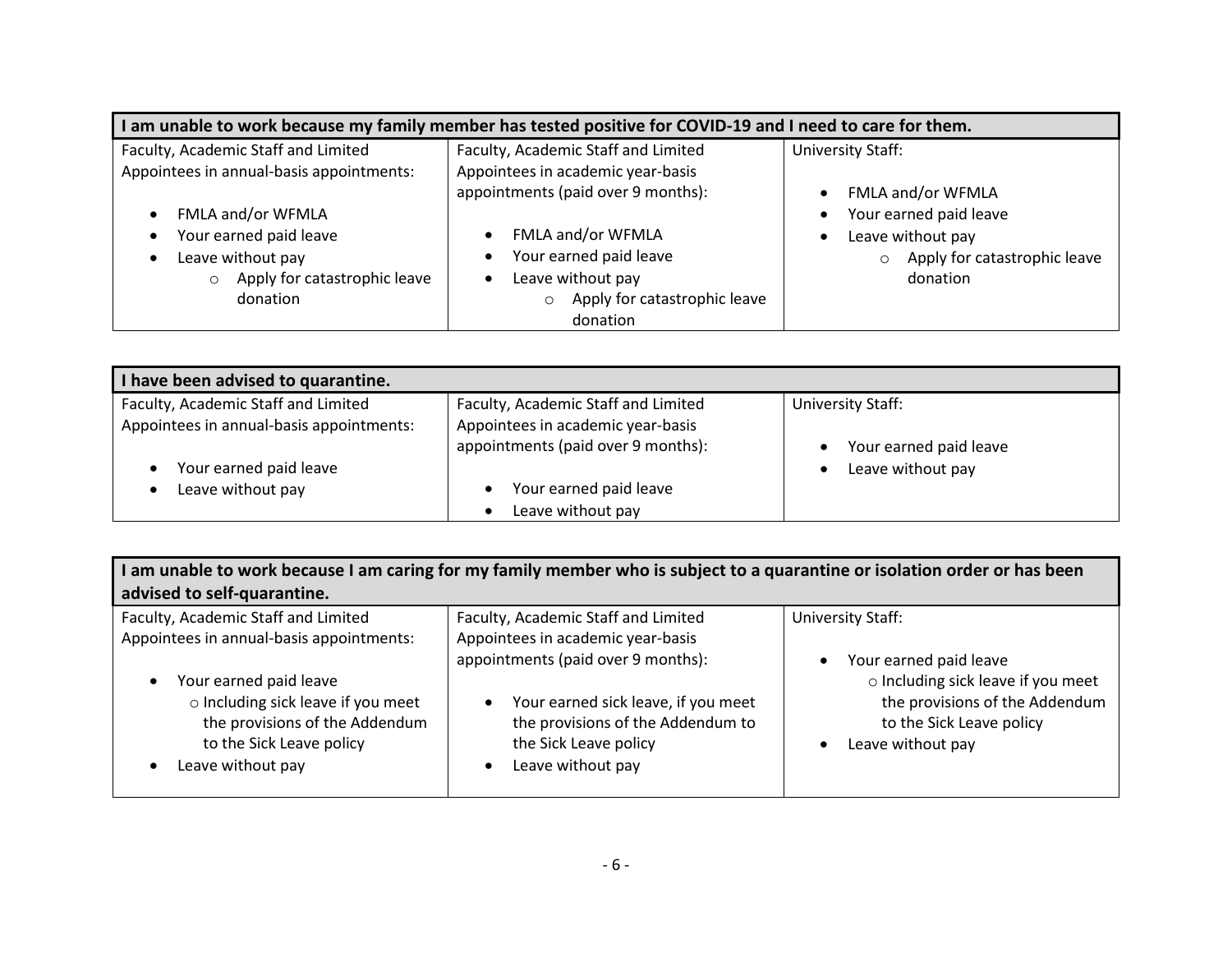| I am unable to work because my family member has tested positive for COVID-19 and I need to care for them. | | |
|---|---|---|
| Faculty, Academic Staff and Limited Appointees in annual-basis appointments:<br><br>• FMLA and/or WFMLA<br>• Your earned paid leave<br>• Leave without pay<br>&nbsp;&nbsp;&nbsp;&nbsp;○ Apply for catastrophic leave donation | Faculty, Academic Staff and Limited Appointees in academic year-basis appointments (paid over 9 months):<br><br>• FMLA and/or WFMLA<br>• Your earned paid leave<br>• Leave without pay<br>&nbsp;&nbsp;&nbsp;&nbsp;○ Apply for catastrophic leave donation | University Staff:<br><br>• FMLA and/or WFMLA<br>• Your earned paid leave<br>• Leave without pay<br>&nbsp;&nbsp;&nbsp;&nbsp;○ Apply for catastrophic leave donation |

| I have been advised to quarantine. | | |
|---|---|---|
| Faculty, Academic Staff and Limited Appointees in annual-basis appointments:<br><br>• Your earned paid leave<br>• Leave without pay | Faculty, Academic Staff and Limited Appointees in academic year-basis appointments (paid over 9 months):<br><br>• Your earned paid leave<br>• Leave without pay | University Staff:<br><br>• Your earned paid leave<br>• Leave without pay |

| I am unable to work because I am caring for my family member who is subject to a quarantine or isolation order or has been advised to self-quarantine. | | |
|---|---|---|
| Faculty, Academic Staff and Limited Appointees in annual-basis appointments:<br><br>• Your earned paid leave<br>&nbsp;&nbsp;&nbsp;&nbsp;○ Including sick leave if you meet the provisions of the Addendum to the Sick Leave policy<br>• Leave without pay | Faculty, Academic Staff and Limited Appointees in academic year-basis appointments (paid over 9 months):<br><br>• Your earned sick leave, if you meet the provisions of the Addendum to the Sick Leave policy<br>• Leave without pay | University Staff:<br><br>• Your earned paid leave<br>&nbsp;&nbsp;&nbsp;&nbsp;○ Including sick leave if you meet the provisions of the Addendum to the Sick Leave policy<br>• Leave without pay |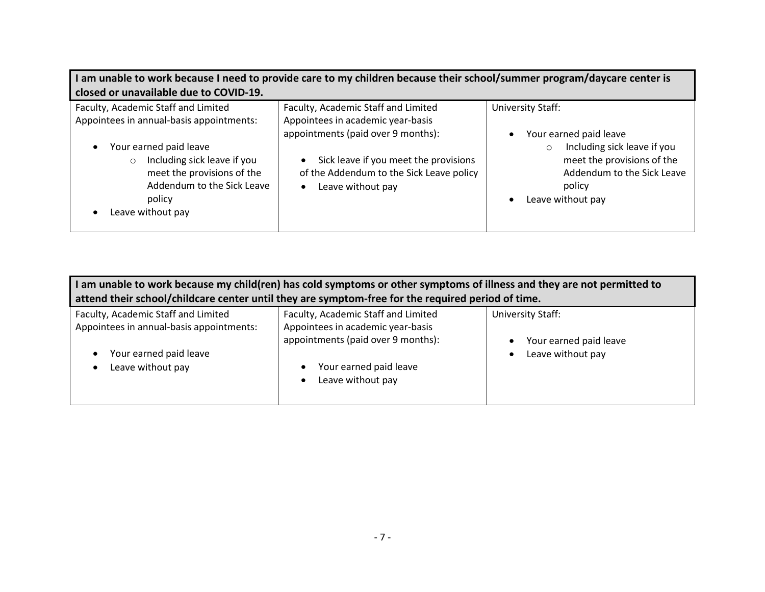| I am unable to work because I need to provide care to my children because their school/summer program/daycare center is closed or unavailable due to COVID-19. | | |
|---|---|---|
| Faculty, Academic Staff and Limited Appointees in annual-basis appointments:<br><br>• Your earned paid leave<br>  ○ Including sick leave if you meet the provisions of the Addendum to the Sick Leave policy<br>• Leave without pay | Faculty, Academic Staff and Limited Appointees in academic year-basis appointments (paid over 9 months):<br><br>• Sick leave if you meet the provisions of the Addendum to the Sick Leave policy<br>• Leave without pay | University Staff:<br><br>• Your earned paid leave<br>  ○ Including sick leave if you meet the provisions of the Addendum to the Sick Leave policy<br>• Leave without pay |

| I am unable to work because my child(ren) has cold symptoms or other symptoms of illness and they are not permitted to attend their school/childcare center until they are symptom-free for the required period of time. | | |
|---|---|---|
| Faculty, Academic Staff and Limited Appointees in annual-basis appointments:<br><br>• Your earned paid leave<br>• Leave without pay | Faculty, Academic Staff and Limited Appointees in academic year-basis appointments (paid over 9 months):<br><br>• Your earned paid leave<br>• Leave without pay | University Staff:<br><br>• Your earned paid leave<br>• Leave without pay |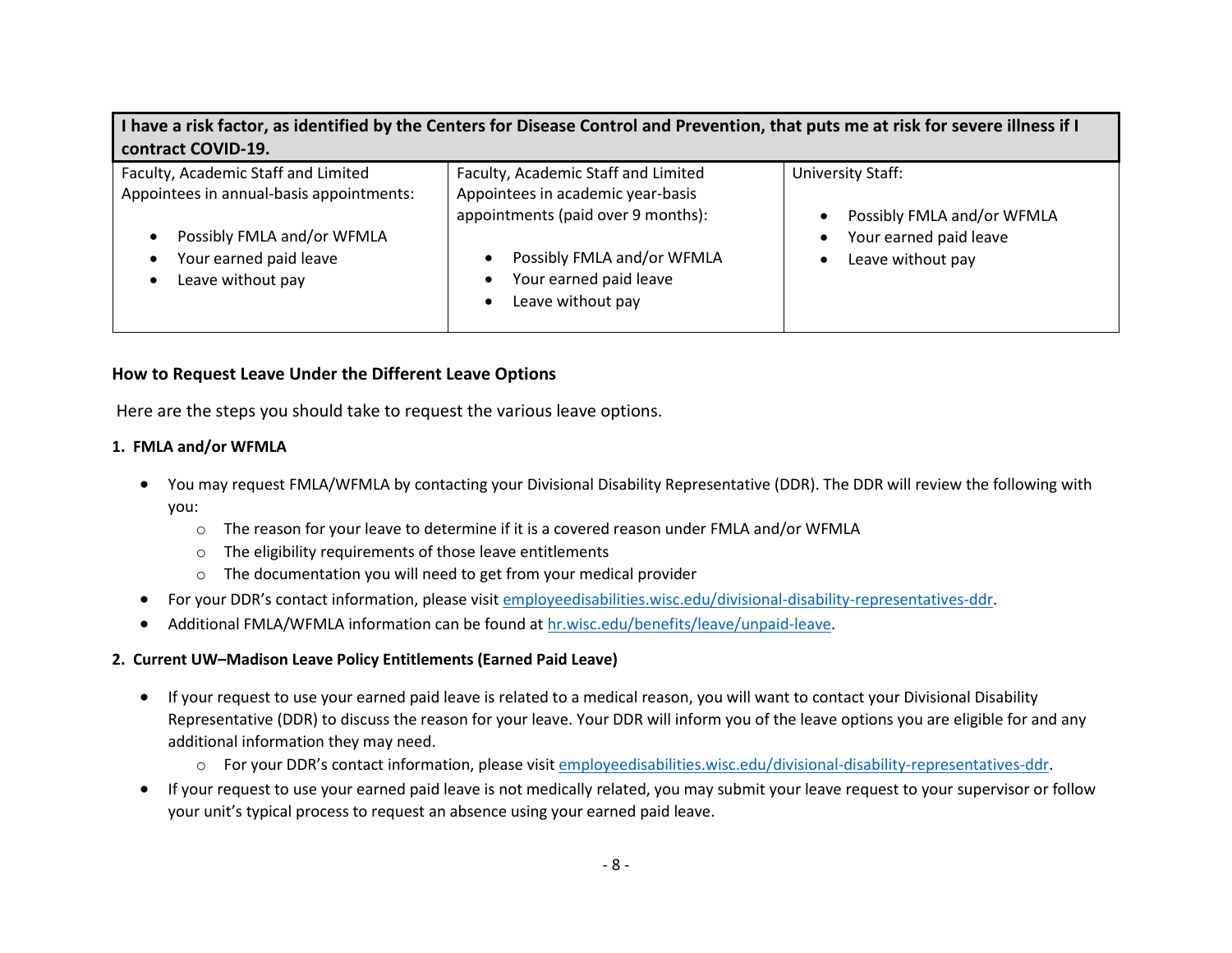| I have a risk factor, as identified by the Centers for Disease Control and Prevention, that puts me at risk for severe illness if I contract COVID-19. | | |
|---|---|---|
| Faculty, Academic Staff and Limited Appointees in annual-basis appointments:<br><br>• Possibly FMLA and/or WFMLA<br>• Your earned paid leave<br>• Leave without pay | Faculty, Academic Staff and Limited Appointees in academic year-basis appointments (paid over 9 months):<br><br>• Possibly FMLA and/or WFMLA<br>• Your earned paid leave<br>• Leave without pay | University Staff:<br><br>• Possibly FMLA and/or WFMLA<br>• Your earned paid leave<br>• Leave without pay |

## How to Request Leave Under the Different Leave Options

Here are the steps you should take to request the various leave options.

### 1. FMLA and/or WFMLA

- You may request FMLA/WFMLA by contacting your Divisional Disability Representative (DDR). The DDR will review the following with you:
  - The reason for your leave to determine if it is a covered reason under FMLA and/or WFMLA
  - The eligibility requirements of those leave entitlements
  - The documentation you will need to get from your medical provider
- For your DDR's contact information, please visit employeedisabilities.wisc.edu/divisional-disability-representatives-ddr.
- Additional FMLA/WFMLA information can be found at hr.wisc.edu/benefits/leave/unpaid-leave.

### 2. Current UW–Madison Leave Policy Entitlements (Earned Paid Leave)

- If your request to use your earned paid leave is related to a medical reason, you will want to contact your Divisional Disability Representative (DDR) to discuss the reason for your leave. Your DDR will inform you of the leave options you are eligible for and any additional information they may need.
  - For your DDR's contact information, please visit employeedisabilities.wisc.edu/divisional-disability-representatives-ddr.
- If your request to use your earned paid leave is not medically related, you may submit your leave request to your supervisor or follow your unit's typical process to request an absence using your earned paid leave.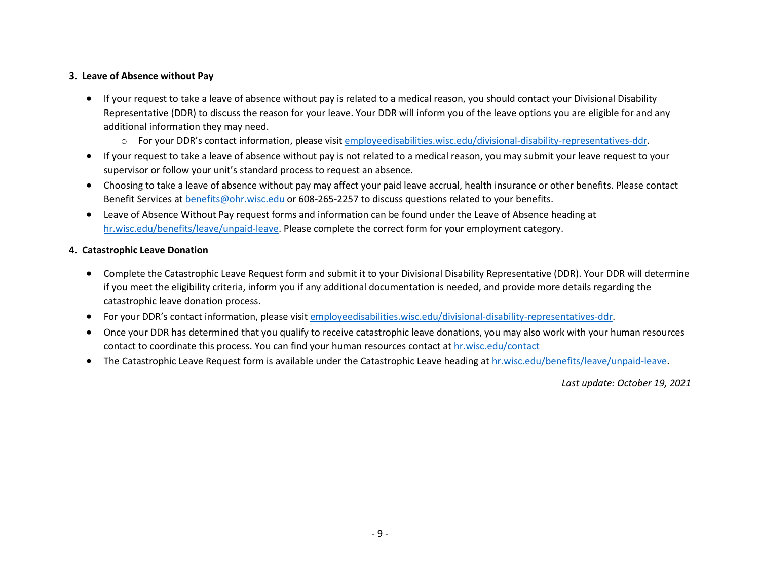### 3. Leave of Absence without Pay

- If your request to take a leave of absence without pay is related to a medical reason, you should contact your Divisional Disability Representative (DDR) to discuss the reason for your leave. Your DDR will inform you of the leave options you are eligible for and any additional information they may need.
  - For your DDR's contact information, please visit [employeedisabilities.wisc.edu/divisional-disability-representatives-ddr](employeedisabilities.wisc.edu/divisional-disability-representatives-ddr).
- If your request to take a leave of absence without pay is not related to a medical reason, you may submit your leave request to your supervisor or follow your unit's standard process to request an absence.
- Choosing to take a leave of absence without pay may affect your paid leave accrual, health insurance or other benefits. Please contact Benefit Services at [benefits@ohr.wisc.edu](mailto:benefits@ohr.wisc.edu) or 608-265-2257 to discuss questions related to your benefits.
- Leave of Absence Without Pay request forms and information can be found under the Leave of Absence heading at [hr.wisc.edu/benefits/leave/unpaid-leave](hr.wisc.edu/benefits/leave/unpaid-leave). Please complete the correct form for your employment category.

### 4. Catastrophic Leave Donation

- Complete the Catastrophic Leave Request form and submit it to your Divisional Disability Representative (DDR). Your DDR will determine if you meet the eligibility criteria, inform you if any additional documentation is needed, and provide more details regarding the catastrophic leave donation process.
- For your DDR's contact information, please visit [employeedisabilities.wisc.edu/divisional-disability-representatives-ddr](employeedisabilities.wisc.edu/divisional-disability-representatives-ddr).
- Once your DDR has determined that you qualify to receive catastrophic leave donations, you may also work with your human resources contact to coordinate this process. You can find your human resources contact at [hr.wisc.edu/contact](hr.wisc.edu/contact)
- The Catastrophic Leave Request form is available under the Catastrophic Leave heading at [hr.wisc.edu/benefits/leave/unpaid-leave](hr.wisc.edu/benefits/leave/unpaid-leave).

*Last update: October 19, 2021*